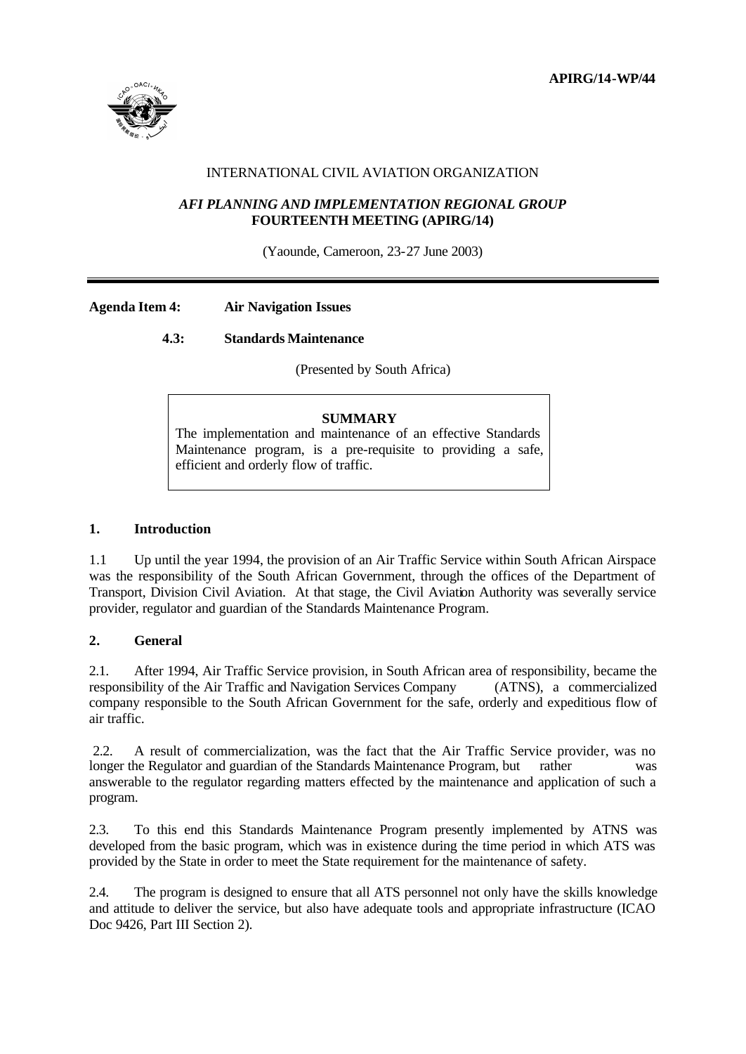**APIRG/14-WP/44**

INTERNATIONAL CIVIL AVIATION ORGANIZATION

***AFI PLANNING AND IMPLEMENTATION REGIONAL GROUP***
**FOURTEENTH MEETING (APIRG/14)**

(Yaounde, Cameroon, 23-27 June 2003)

---

**Agenda Item 4: Air Navigation Issues**

**4.3: Standards Maintenance**

(Presented by South Africa)

> **SUMMARY**
>
> The implementation and maintenance of an effective Standards Maintenance program, is a pre-requisite to providing a safe, efficient and orderly flow of traffic.

## 1. Introduction

1.1 Up until the year 1994, the provision of an Air Traffic Service within South African Airspace was the responsibility of the South African Government, through the offices of the Department of Transport, Division Civil Aviation. At that stage, the Civil Aviation Authority was severally service provider, regulator and guardian of the Standards Maintenance Program.

## 2. General

2.1. After 1994, Air Traffic Service provision, in South African area of responsibility, became the responsibility of the Air Traffic and Navigation Services Company (ATNS), a commercialized company responsible to the South African Government for the safe, orderly and expeditious flow of air traffic.

2.2. A result of commercialization, was the fact that the Air Traffic Service provider, was no longer the Regulator and guardian of the Standards Maintenance Program, but rather was answerable to the regulator regarding matters effected by the maintenance and application of such a program.

2.3. To this end this Standards Maintenance Program presently implemented by ATNS was developed from the basic program, which was in existence during the time period in which ATS was provided by the State in order to meet the State requirement for the maintenance of safety.

2.4. The program is designed to ensure that all ATS personnel not only have the skills knowledge and attitude to deliver the service, but also have adequate tools and appropriate infrastructure (ICAO Doc 9426, Part III Section 2).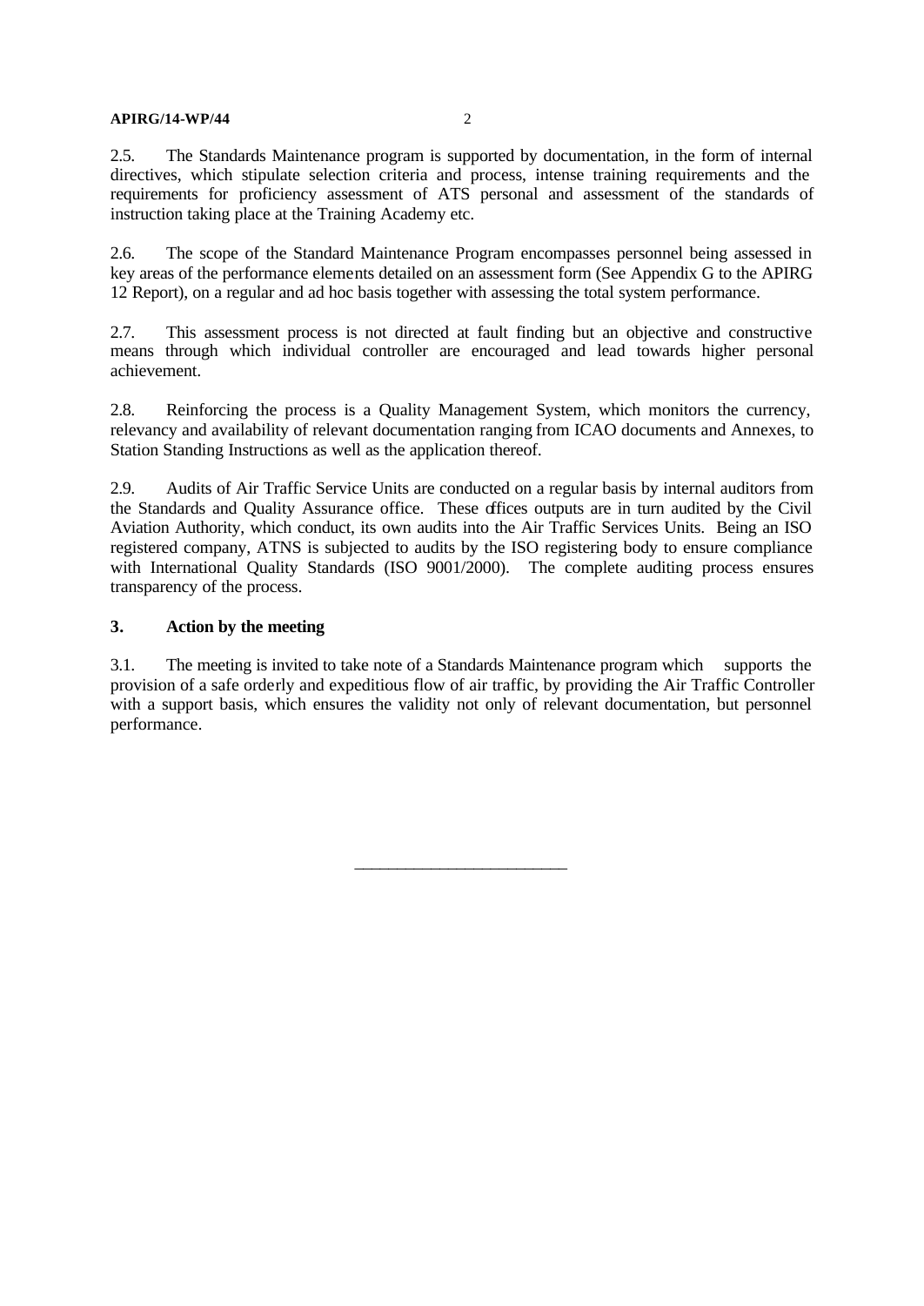2.5. The Standards Maintenance program is supported by documentation, in the form of internal directives, which stipulate selection criteria and process, intense training requirements and the requirements for proficiency assessment of ATS personal and assessment of the standards of instruction taking place at the Training Academy etc.

2.6. The scope of the Standard Maintenance Program encompasses personnel being assessed in key areas of the performance elements detailed on an assessment form (See Appendix G to the APIRG 12 Report), on a regular and ad hoc basis together with assessing the total system performance.

2.7. This assessment process is not directed at fault finding but an objective and constructive means through which individual controller are encouraged and lead towards higher personal achievement.

2.8. Reinforcing the process is a Quality Management System, which monitors the currency, relevancy and availability of relevant documentation ranging from ICAO documents and Annexes, to Station Standing Instructions as well as the application thereof.

2.9. Audits of Air Traffic Service Units are conducted on a regular basis by internal auditors from the Standards and Quality Assurance office. These offices outputs are in turn audited by the Civil Aviation Authority, which conduct, its own audits into the Air Traffic Services Units. Being an ISO registered company, ATNS is subjected to audits by the ISO registering body to ensure compliance with International Quality Standards (ISO 9001/2000). The complete auditing process ensures transparency of the process.

## 3. Action by the meeting

3.1. The meeting is invited to take note of a Standards Maintenance program which supports the provision of a safe orderly and expeditious flow of air traffic, by providing the Air Traffic Controller with a support basis, which ensures the validity not only of relevant documentation, but personnel performance.

---